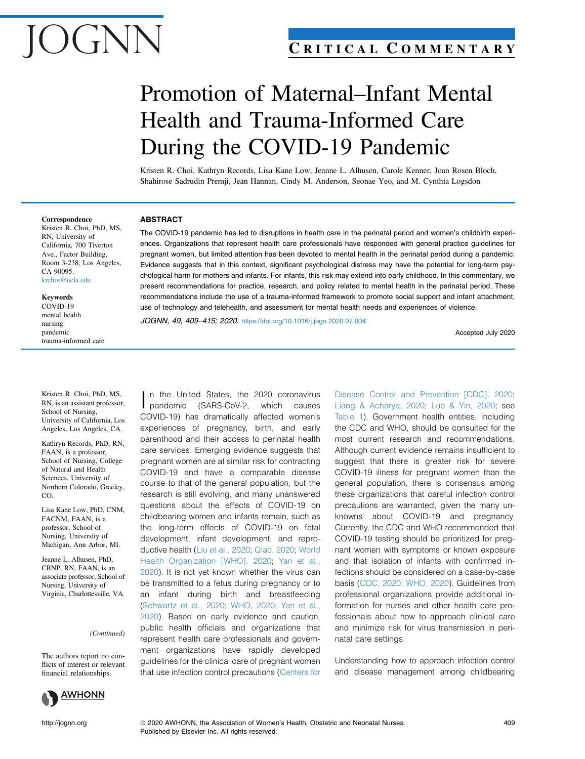JOGNN

CRITICAL COMMENTARY

# Promotion of Maternal–Infant Mental Health and Trauma-Informed Care During the COVID-19 Pandemic

Kristen R. Choi, Kathryn Records, Lisa Kane Low, Jeanne L. Alhusen, Carole Kenner, Joan Rosen Bloch, Shahirose Sadrudin Premji, Jean Hannan, Cindy M. Anderson, Seonae Yeo, and M. Cynthia Logsdon

**Correspondence**
Kristen R. Choi, PhD, MS, RN, University of California, 700 Tiverton Ave., Factor Building, Room 3-238, Los Angeles, CA 90095.
krchoi@ucla.edu

**Keywords**
COVID-19
mental health
nursing
pandemic
trauma-informed care

## ABSTRACT

The COVID-19 pandemic has led to disruptions in health care in the perinatal period and women's childbirth experiences. Organizations that represent health care professionals have responded with general practice guidelines for pregnant women, but limited attention has been devoted to mental health in the perinatal period during a pandemic. Evidence suggests that in this context, significant psychological distress may have the potential for long-term psychological harm for mothers and infants. For infants, this risk may extend into early childhood. In this commentary, we present recommendations for practice, research, and policy related to mental health in the perinatal period. These recommendations include the use of a trauma-informed framework to promote social support and infant attachment, use of technology and telehealth, and assessment for mental health needs and experiences of violence.

*JOGNN, 49, 409–415; 2020.* https://doi.org/10.1016/j.jogn.2020.07.004

Accepted July 2020

Kristen R. Choi, PhD, MS, RN, is an assistant professor, School of Nursing, University of California, Los Angeles, Los Angeles, CA.

Kathryn Records, PhD, RN, FAAN, is a professor, School of Nursing, College of Natural and Health Sciences, University of Northern Colorado, Greeley, CO.

Lisa Kane Low, PhD, CNM, FACNM, FAAN, is a professor, School of Nursing, University of Michigan, Ann Arbor, MI.

Jeanne L. Alhusen, PhD, CRNP, RN, FAAN, is an associate professor, School of Nursing, University of Virginia, Charlottesville, VA.

*(Continued)*

The authors report no conflicts of interest or relevant financial relationships.

In the United States, the 2020 coronavirus pandemic (SARS-CoV-2, which causes COVID-19) has dramatically affected women's experiences of pregnancy, birth, and early parenthood and their access to perinatal health care services. Emerging evidence suggests that pregnant women are at similar risk for contracting COVID-19 and have a comparable disease course to that of the general population, but the research is still evolving, and many unanswered questions about the effects of COVID-19 on childbearing women and infants remain, such as the long-term effects of COVID-19 on fetal development, infant development, and reproductive health (Liu et al., 2020; Qiao, 2020; World Health Organization [WHO], 2020; Yan et al., 2020). It is not yet known whether the virus can be transmitted to a fetus during pregnancy or to an infant during birth and breastfeeding (Schwartz et al., 2020; WHO, 2020; Yan et al., 2020). Based on early evidence and caution, public health officials and organizations that represent health care professionals and government organizations have rapidly developed guidelines for the clinical care of pregnant women that use infection control precautions (Centers for Disease Control and Prevention [CDC], 2020; Liang & Acharya, 2020; Luo & Yin, 2020; see Table 1). Government health entities, including the CDC and WHO, should be consulted for the most current research and recommendations. Although current evidence remains insufficient to suggest that there is greater risk for severe COVID-19 illness for pregnant women than the general population, there is consensus among these organizations that careful infection control precautions are warranted, given the many unknowns about COVID-19 and pregnancy. Currently, the CDC and WHO recommended that COVID-19 testing should be prioritized for pregnant women with symptoms or known exposure and that isolation of infants with confirmed infections should be considered on a case-by-case basis (CDC, 2020; WHO, 2020). Guidelines from professional organizations provide additional information for nurses and other health care professionals about how to approach clinical care and minimize risk for virus transmission in perinatal care settings.

Understanding how to approach infection control and disease management among childbearing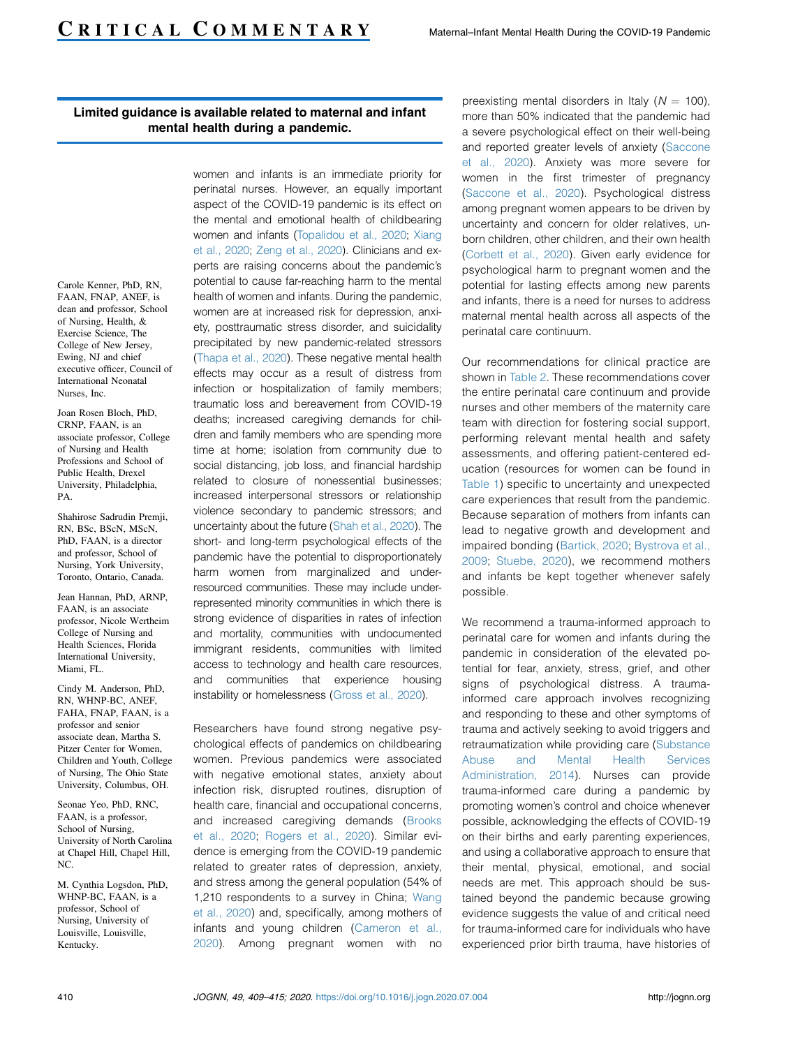**Limited guidance is available related to maternal and infant mental health during a pandemic.**

Carole Kenner, PhD, RN, FAAN, FNAP, ANEF, is dean and professor, School of Nursing, Health, & Exercise Science, The College of New Jersey, Ewing, NJ and chief executive officer, Council of International Neonatal Nurses, Inc.

Joan Rosen Bloch, PhD, CRNP, FAAN, is an associate professor, College of Nursing and Health Professions and School of Public Health, Drexel University, Philadelphia, PA.

Shahirose Sadrudin Premji, RN, BSc, BScN, MScN, PhD, FAAN, is a director and professor, School of Nursing, York University, Toronto, Ontario, Canada.

Jean Hannan, PhD, ARNP, FAAN, is an associate professor, Nicole Wertheim College of Nursing and Health Sciences, Florida International University, Miami, FL.

Cindy M. Anderson, PhD, RN, WHNP-BC, ANEF, FAHA, FNAP, FAAN, is a professor and senior associate dean, Martha S. Pitzer Center for Women, Children and Youth, College of Nursing, The Ohio State University, Columbus, OH.

Seonae Yeo, PhD, RNC, FAAN, is a professor, School of Nursing, University of North Carolina at Chapel Hill, Chapel Hill, NC.

M. Cynthia Logsdon, PhD, WHNP-BC, FAAN, is a professor, School of Nursing, University of Louisville, Louisville, Kentucky.

women and infants is an immediate priority for perinatal nurses. However, an equally important aspect of the COVID-19 pandemic is its effect on the mental and emotional health of childbearing women and infants (Topalidou et al., 2020; Xiang et al., 2020; Zeng et al., 2020). Clinicians and experts are raising concerns about the pandemic's potential to cause far-reaching harm to the mental health of women and infants. During the pandemic, women are at increased risk for depression, anxiety, posttraumatic stress disorder, and suicidality precipitated by new pandemic-related stressors (Thapa et al., 2020). These negative mental health effects may occur as a result of distress from infection or hospitalization of family members; traumatic loss and bereavement from COVID-19 deaths; increased caregiving demands for children and family members who are spending more time at home; isolation from community due to social distancing, job loss, and financial hardship related to closure of nonessential businesses; increased interpersonal stressors or relationship violence secondary to pandemic stressors; and uncertainty about the future (Shah et al., 2020). The short- and long-term psychological effects of the pandemic have the potential to disproportionately harm women from marginalized and under-resourced communities. These may include under-represented minority communities in which there is strong evidence of disparities in rates of infection and mortality, communities with undocumented immigrant residents, communities with limited access to technology and health care resources, and communities that experience housing instability or homelessness (Gross et al., 2020).

Researchers have found strong negative psychological effects of pandemics on childbearing women. Previous pandemics were associated with negative emotional states, anxiety about infection risk, disrupted routines, disruption of health care, financial and occupational concerns, and increased caregiving demands (Brooks et al., 2020; Rogers et al., 2020). Similar evidence is emerging from the COVID-19 pandemic related to greater rates of depression, anxiety, and stress among the general population (54% of 1,210 respondents to a survey in China; Wang et al., 2020) and, specifically, among mothers of infants and young children (Cameron et al., 2020). Among pregnant women with no preexisting mental disorders in Italy ($N = 100$), more than 50% indicated that the pandemic had a severe psychological effect on their well-being and reported greater levels of anxiety (Saccone et al., 2020). Anxiety was more severe for women in the first trimester of pregnancy (Saccone et al., 2020). Psychological distress among pregnant women appears to be driven by uncertainty and concern for older relatives, unborn children, other children, and their own health (Corbett et al., 2020). Given early evidence for psychological harm to pregnant women and the potential for lasting effects among new parents and infants, there is a need for nurses to address maternal mental health across all aspects of the perinatal care continuum.

Our recommendations for clinical practice are shown in Table 2. These recommendations cover the entire perinatal care continuum and provide nurses and other members of the maternity care team with direction for fostering social support, performing relevant mental health and safety assessments, and offering patient-centered education (resources for women can be found in Table 1) specific to uncertainty and unexpected care experiences that result from the pandemic. Because separation of mothers from infants can lead to negative growth and development and impaired bonding (Bartick, 2020; Bystrova et al., 2009; Stuebe, 2020), we recommend mothers and infants be kept together whenever safely possible.

We recommend a trauma-informed approach to perinatal care for women and infants during the pandemic in consideration of the elevated potential for fear, anxiety, stress, grief, and other signs of psychological distress. A trauma-informed care approach involves recognizing and responding to these and other symptoms of trauma and actively seeking to avoid triggers and retraumatization while providing care (Substance Abuse and Mental Health Services Administration, 2014). Nurses can provide trauma-informed care during a pandemic by promoting women's control and choice whenever possible, acknowledging the effects of COVID-19 on their births and early parenting experiences, and using a collaborative approach to ensure that their mental, physical, emotional, and social needs are met. This approach should be sustained beyond the pandemic because growing evidence suggests the value of and critical need for trauma-informed care for individuals who have experienced prior birth trauma, have histories of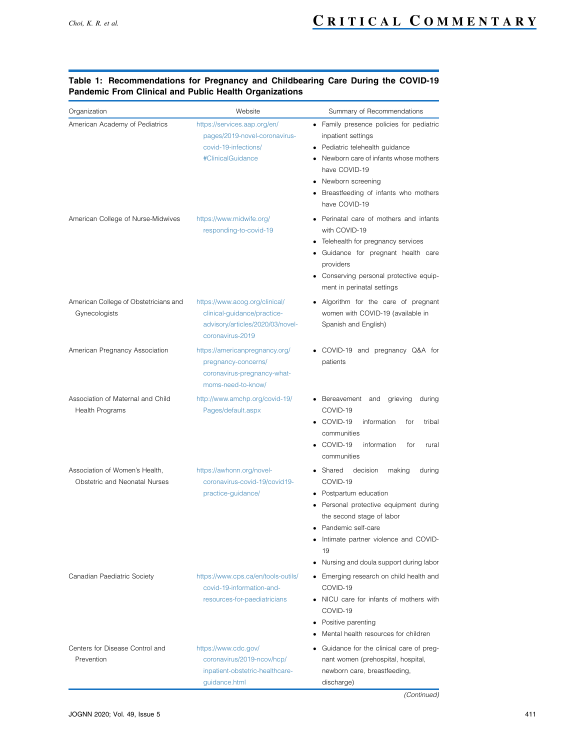**Table 1: Recommendations for Pregnancy and Childbearing Care During the COVID-19 Pandemic From Clinical and Public Health Organizations**

| Organization | Website | Summary of Recommendations |
|---|---|---|
| American Academy of Pediatrics | https://services.aap.org/en/pages/2019-novel-coronavirus-covid-19-infections/#ClinicalGuidance | • Family presence policies for pediatric inpatient settings<br>• Pediatric telehealth guidance<br>• Newborn care of infants whose mothers have COVID-19<br>• Newborn screening<br>• Breastfeeding of infants who mothers have COVID-19 |
| American College of Nurse-Midwives | https://www.midwife.org/responding-to-covid-19 | • Perinatal care of mothers and infants with COVID-19<br>• Telehealth for pregnancy services<br>• Guidance for pregnant health care providers<br>• Conserving personal protective equipment in perinatal settings |
| American College of Obstetricians and Gynecologists | https://www.acog.org/clinical/clinical-guidance/practice-advisory/articles/2020/03/novel-coronavirus-2019 | • Algorithm for the care of pregnant women with COVID-19 (available in Spanish and English) |
| American Pregnancy Association | https://americanpregnancy.org/pregnancy-concerns/coronavirus-pregnancy-what-moms-need-to-know/ | • COVID-19 and pregnancy Q&A for patients |
| Association of Maternal and Child Health Programs | http://www.amchp.org/covid-19/Pages/default.aspx | • Bereavement and grieving during COVID-19<br>• COVID-19 information for tribal communities<br>• COVID-19 information for rural communities |
| Association of Women's Health, Obstetric and Neonatal Nurses | https://awhonn.org/novel-coronavirus-covid-19/covid19-practice-guidance/ | • Shared decision making during COVID-19<br>• Postpartum education<br>• Personal protective equipment during the second stage of labor<br>• Pandemic self-care<br>• Intimate partner violence and COVID-19<br>• Nursing and doula support during labor |
| Canadian Paediatric Society | https://www.cps.ca/en/tools-outils/covid-19-information-and-resources-for-paediatricians | • Emerging research on child health and COVID-19<br>• NICU care for infants of mothers with COVID-19<br>• Positive parenting<br>• Mental health resources for children |
| Centers for Disease Control and Prevention | https://www.cdc.gov/coronavirus/2019-ncov/hcp/inpatient-obstetric-healthcare-guidance.html | • Guidance for the clinical care of pregnant women (prehospital, hospital, newborn care, breastfeeding, discharge) |

*(Continued)*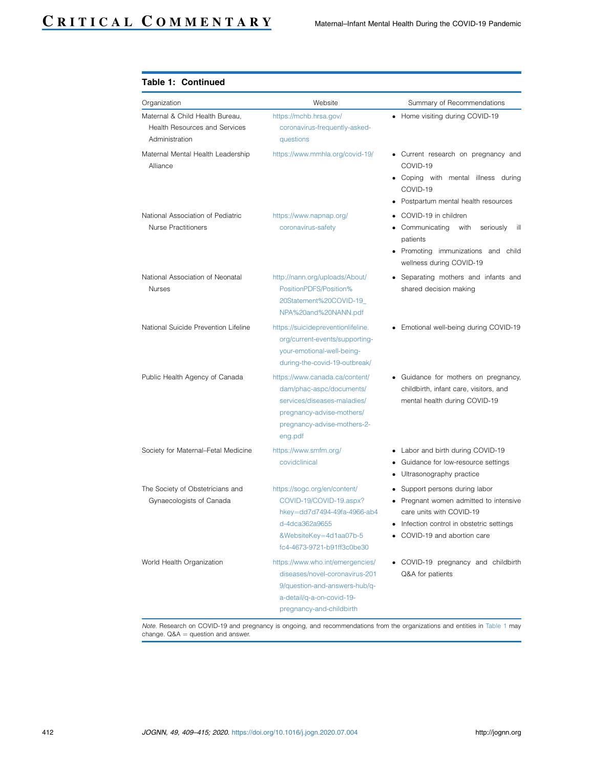**Table 1: Continued**

| Organization | Website | Summary of Recommendations |
|---|---|---|
| Maternal & Child Health Bureau, Health Resources and Services Administration | https://mchb.hrsa.gov/coronavirus-frequently-asked-questions | • Home visiting during COVID-19 |
| Maternal Mental Health Leadership Alliance | https://www.mmhla.org/covid-19/ | • Current research on pregnancy and COVID-19<br>• Coping with mental illness during COVID-19<br>• Postpartum mental health resources |
| National Association of Pediatric Nurse Practitioners | https://www.napnap.org/coronavirus-safety | • COVID-19 in children<br>• Communicating with seriously ill patients<br>• Promoting immunizations and child wellness during COVID-19 |
| National Association of Neonatal Nurses | http://nann.org/uploads/About/PositionPDFS/Position%20Statement%20COVID-19_NPA%20and%20NANN.pdf | • Separating mothers and infants and shared decision making |
| National Suicide Prevention Lifeline | https://suicidepreventionlifeline.org/current-events/supporting-your-emotional-well-being-during-the-covid-19-outbreak/ | • Emotional well-being during COVID-19 |
| Public Health Agency of Canada | https://www.canada.ca/content/dam/phac-aspc/documents/services/diseases-maladies/pregnancy-advise-mothers/pregnancy-advise-mothers-2-eng.pdf | • Guidance for mothers on pregnancy, childbirth, infant care, visitors, and mental health during COVID-19 |
| Society for Maternal–Fetal Medicine | https://www.smfm.org/covidclinical | • Labor and birth during COVID-19<br>• Guidance for low-resource settings<br>• Ultrasonography practice |
| The Society of Obstetricians and Gynaecologists of Canada | https://sogc.org/en/content/COVID-19/COVID-19.aspx?hkey=dd7d7494-49fa-4966-ab4d-4dca362a9655&WebsiteKey=4d1aa07b-5fc4-4673-9721-b91ff3c0be30 | • Support persons during labor<br>• Pregnant women admitted to intensive care units with COVID-19<br>• Infection control in obstetric settings<br>• COVID-19 and abortion care |
| World Health Organization | https://www.who.int/emergencies/diseases/novel-coronavirus-2019/question-and-answers-hub/q-a-detail/q-a-on-covid-19-pregnancy-and-childbirth | • COVID-19 pregnancy and childbirth Q&A for patients |

*Note.* Research on COVID-19 and pregnancy is ongoing, and recommendations from the organizations and entities in Table 1 may change. Q&A = question and answer.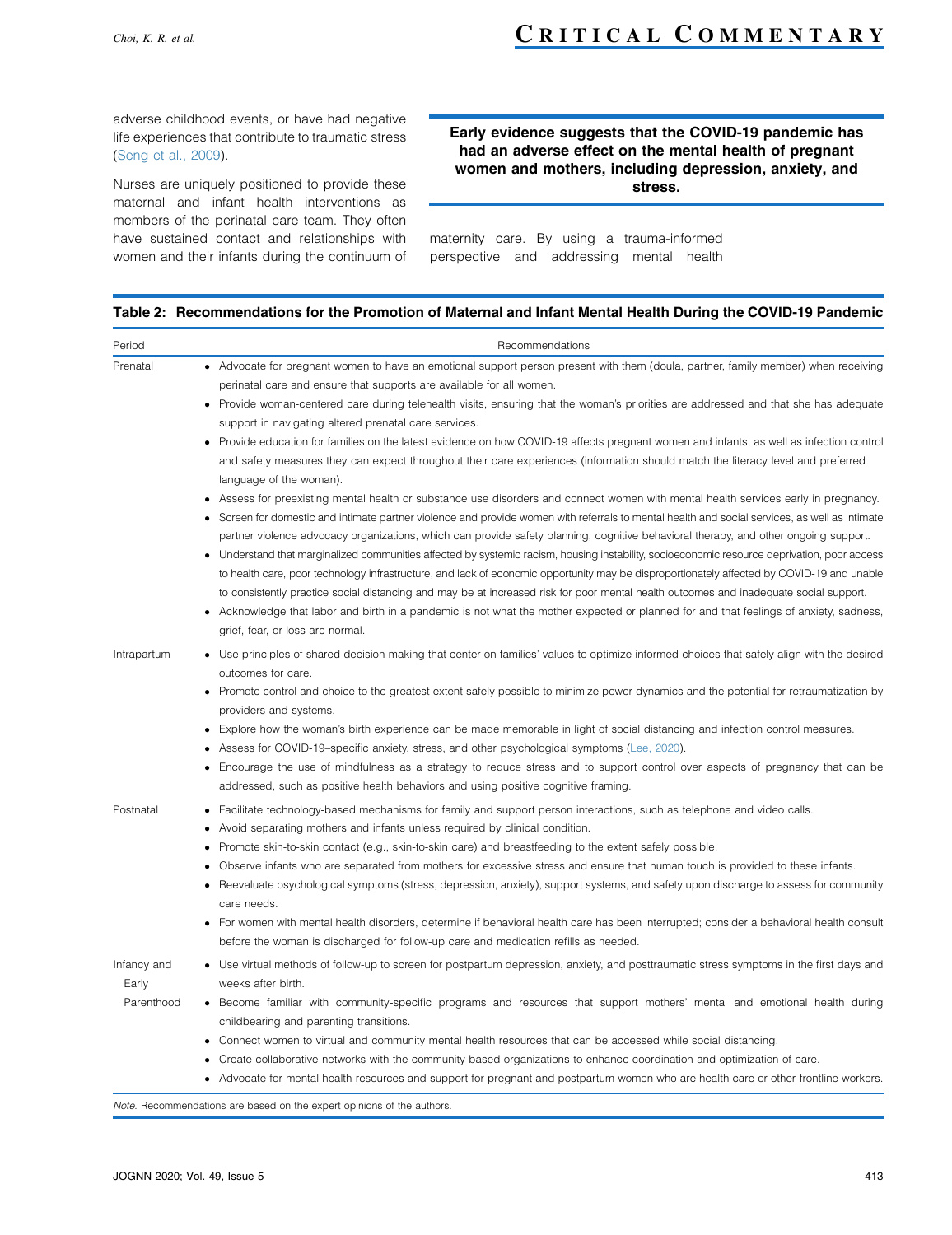adverse childhood events, or have had negative life experiences that contribute to traumatic stress (Seng et al., 2009).

Nurses are uniquely positioned to provide these maternal and infant health interventions as members of the perinatal care team. They often have sustained contact and relationships with women and their infants during the continuum of maternity care. By using a trauma-informed perspective and addressing mental health

> **Early evidence suggests that the COVID-19 pandemic has had an adverse effect on the mental health of pregnant women and mothers, including depression, anxiety, and stress.**

**Table 2: Recommendations for the Promotion of Maternal and Infant Mental Health During the COVID-19 Pandemic**

| Period | Recommendations |
|---|---|
| Prenatal | • Advocate for pregnant women to have an emotional support person present with them (doula, partner, family member) when receiving perinatal care and ensure that supports are available for all women.<br>• Provide woman-centered care during telehealth visits, ensuring that the woman's priorities are addressed and that she has adequate support in navigating altered prenatal care services.<br>• Provide education for families on the latest evidence on how COVID-19 affects pregnant women and infants, as well as infection control and safety measures they can expect throughout their care experiences (information should match the literacy level and preferred language of the woman).<br>• Assess for preexisting mental health or substance use disorders and connect women with mental health services early in pregnancy.<br>• Screen for domestic and intimate partner violence and provide women with referrals to mental health and social services, as well as intimate partner violence advocacy organizations, which can provide safety planning, cognitive behavioral therapy, and other ongoing support.<br>• Understand that marginalized communities affected by systemic racism, housing instability, socioeconomic resource deprivation, poor access to health care, poor technology infrastructure, and lack of economic opportunity may be disproportionately affected by COVID-19 and unable to consistently practice social distancing and may be at increased risk for poor mental health outcomes and inadequate social support.<br>• Acknowledge that labor and birth in a pandemic is not what the mother expected or planned for and that feelings of anxiety, sadness, grief, fear, or loss are normal. |
| Intrapartum | • Use principles of shared decision-making that center on families' values to optimize informed choices that safely align with the desired outcomes for care.<br>• Promote control and choice to the greatest extent safely possible to minimize power dynamics and the potential for retraumatization by providers and systems.<br>• Explore how the woman's birth experience can be made memorable in light of social distancing and infection control measures.<br>• Assess for COVID-19–specific anxiety, stress, and other psychological symptoms (Lee, 2020).<br>• Encourage the use of mindfulness as a strategy to reduce stress and to support control over aspects of pregnancy that can be addressed, such as positive health behaviors and using positive cognitive framing. |
| Postnatal | • Facilitate technology-based mechanisms for family and support person interactions, such as telephone and video calls.<br>• Avoid separating mothers and infants unless required by clinical condition.<br>• Promote skin-to-skin contact (e.g., skin-to-skin care) and breastfeeding to the extent safely possible.<br>• Observe infants who are separated from mothers for excessive stress and ensure that human touch is provided to these infants.<br>• Reevaluate psychological symptoms (stress, depression, anxiety), support systems, and safety upon discharge to assess for community care needs.<br>• For women with mental health disorders, determine if behavioral health care has been interrupted; consider a behavioral health consult before the woman is discharged for follow-up care and medication refills as needed. |
| Infancy and Early Parenthood | • Use virtual methods of follow-up to screen for postpartum depression, anxiety, and posttraumatic stress symptoms in the first days and weeks after birth.<br>• Become familiar with community-specific programs and resources that support mothers' mental and emotional health during childbearing and parenting transitions.<br>• Connect women to virtual and community mental health resources that can be accessed while social distancing.<br>• Create collaborative networks with the community-based organizations to enhance coordination and optimization of care.<br>• Advocate for mental health resources and support for pregnant and postpartum women who are health care or other frontline workers. |

*Note.* Recommendations are based on the expert opinions of the authors.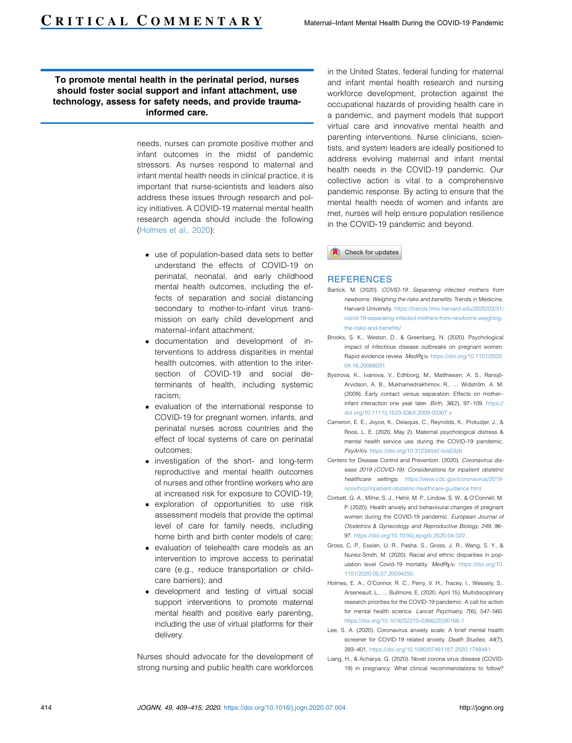**To promote mental health in the perinatal period, nurses should foster social support and infant attachment, use technology, assess for safety needs, and provide trauma-informed care.**

needs, nurses can promote positive mother and infant outcomes in the midst of pandemic stressors. As nurses respond to maternal and infant mental health needs in clinical practice, it is important that nurse-scientists and leaders also address these issues through research and policy initiatives. A COVID-19 maternal mental health research agenda should include the following (Holmes et al., 2020):

- use of population-based data sets to better understand the effects of COVID-19 on perinatal, neonatal, and early childhood mental health outcomes, including the effects of separation and social distancing secondary to mother-to-infant virus transmission on early child development and maternal–infant attachment;
- documentation and development of interventions to address disparities in mental health outcomes, with attention to the intersection of COVID-19 and social determinants of health, including systemic racism;
- evaluation of the international response to COVID-19 for pregnant women, infants, and perinatal nurses across countries and the effect of local systems of care on perinatal outcomes;
- investigation of the short- and long-term reproductive and mental health outcomes of nurses and other frontline workers who are at increased risk for exposure to COVID-19;
- exploration of opportunities to use risk assessment models that provide the optimal level of care for family needs, including home birth and birth center models of care;
- evaluation of telehealth care models as an intervention to improve access to perinatal care (e.g., reduce transportation or child-care barriers); and
- development and testing of virtual social support interventions to promote maternal mental health and positive early parenting, including the use of virtual platforms for their delivery.

Nurses should advocate for the development of strong nursing and public health care workforces in the United States, federal funding for maternal and infant mental health research and nursing workforce development, protection against the occupational hazards of providing health care in a pandemic, and payment models that support virtual care and innovative mental health and parenting interventions. Nurse clinicians, scientists, and system leaders are ideally positioned to address evolving maternal and infant mental health needs in the COVID-19 pandemic. Our collective action is vital to a comprehensive pandemic response. By acting to ensure that the mental health needs of women and infants are met, nurses will help ensure population resilience in the COVID-19 pandemic and beyond.

## REFERENCES

Bartick, M. (2020). *COVID-19: Separating infected mothers from newborns: Weighing the risks and benefits.* Trends in Medicine, Harvard University. https://trends.hms.harvard.edu/2020/03/31/covid-19-separating-infected-mothers-from-newborns-weighing-the-risks-and-benefits/

Brooks, S. K., Weston, D., & Greenberg, N. (2020). Psychological impact of infectious disease outbreaks on pregnant women: Rapid evidence review. *MedRχiv.* https://doi.org/10.1101/2020.04.16.20068031

Bystrova, K., Ivanova, V., Edhborg, M., Matthiesen, A. S., Ransjö-Arvidson, A. B., Mukhamedrakhimov, R., … Widström, A. M. (2009). Early contact versus separation: Effects on mother–infant interaction one year later. *Birth, 36*(2), 97–109. https://doi.org/10.1111/j.1523-536X.2009.00307.x

Cameron, E. E., Joyce, K., Delaquis, C., Reynolds, K., Protudjer, J., & Roos, L. E. (2020, May 2). Maternal psychological distress & mental health service use during the COVID-19 pandemic. *PsyArXiv.* https://doi.org/10.31234/osf.io/a53zb

Centers for Disease Control and Prevention. (2020). *Coronavirus disease 2019 (COVID-19): Considerations for inpatient obstetric healthcare settings.* https://www.cdc.gov/coronavirus/2019-ncov/hcp/inpatient-obstetric-healthcare-guidance.html

Corbett, G. A., Milne, S. J., Hehir, M. P., Lindow, S. W., & O'Connell, M. P. (2020). Health anxiety and behavioural changes of pregnant women during the COVID-19 pandemic. *European Journal of Obstetrics & Gynecology and Reproductive Biology, 249*, 96–97. https://doi.org/10.1016/j.ejogrb.2020.04.022

Gross, C. P., Essien, U. R., Pasha, S., Gross, J. R., Wang, S. Y., & Nunez-Smith, M. (2020). Racial and ethnic disparities in population level Covid-19 mortality. *MedRχiv.* https://doi.org/10.1101/2020.05.07.20094250

Holmes, E. A., O'Connor, R. C., Perry, V. H., Tracey, I., Wessely, S., Arseneault, L., … Bullmore, E. (2020, April 15). Multidisciplinary research priorities for the COVID-19 pandemic: A call for action for mental health science. *Lancet Psychiatry, 7*(6), 547–560. https://doi.org/10.1016/S2215-0366(20)30168-1

Lee, S. A. (2020). Coronavirus anxiety scale: A brief mental health screener for COVID-19 related anxiety. *Death Studies, 44*(7), 393–401. https://doi.org/10.1080/07481187.2020.1748481

Liang, H., & Acharya, G. (2020). Novel corona virus disease (COVID-19) in pregnancy: What clinical recommendations to follow?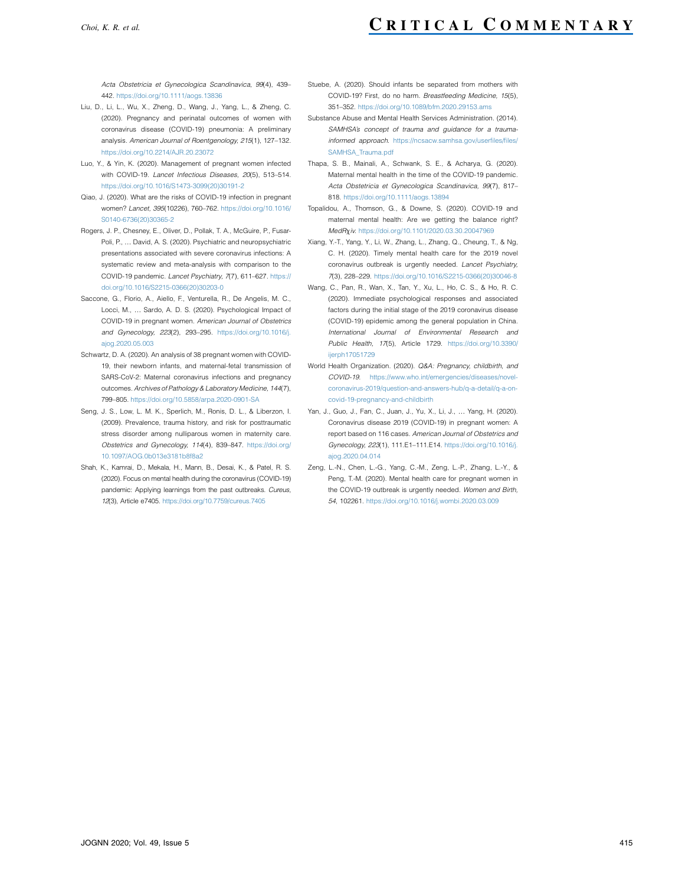*Acta Obstetricia et Gynecologica Scandinavica*, *99*(4), 439–442. https://doi.org/10.1111/aogs.13836

Liu, D., Li, L., Wu, X., Zheng, D., Wang, J., Yang, L., & Zheng, C. (2020). Pregnancy and perinatal outcomes of women with coronavirus disease (COVID-19) pneumonia: A preliminary analysis. *American Journal of Roentgenology*, *215*(1), 127–132. https://doi.org/10.2214/AJR.20.23072

Luo, Y., & Yin, K. (2020). Management of pregnant women infected with COVID-19. *Lancet Infectious Diseases*, *20*(5), 513–514. https://doi.org/10.1016/S1473-3099(20)30191-2

Qiao, J. (2020). What are the risks of COVID-19 infection in pregnant women? *Lancet*, *395*(10226), 760–762. https://doi.org/10.1016/S0140-6736(20)30365-2

Rogers, J. P., Chesney, E., Oliver, D., Pollak, T. A., McGuire, P., Fusar-Poli, P., … David, A. S. (2020). Psychiatric and neuropsychiatric presentations associated with severe coronavirus infections: A systematic review and meta-analysis with comparison to the COVID-19 pandemic. *Lancet Psychiatry*, *7*(7), 611–627. https://doi.org/10.1016/S2215-0366(20)30203-0

Saccone, G., Florio, A., Aiello, F., Venturella, R., De Angelis, M. C., Locci, M., … Sardo, A. D. S. (2020). Psychological Impact of COVID-19 in pregnant women. *American Journal of Obstetrics and Gynecology*, *223*(2), 293–295. https://doi.org/10.1016/j.ajog.2020.05.003

Schwartz, D. A. (2020). An analysis of 38 pregnant women with COVID-19, their newborn infants, and maternal-fetal transmission of SARS-CoV-2: Maternal coronavirus infections and pregnancy outcomes. *Archives of Pathology & Laboratory Medicine*, *144*(7), 799–805. https://doi.org/10.5858/arpa.2020-0901-SA

Seng, J. S., Low, L. M. K., Sperlich, M., Ronis, D. L., & Liberzon, I. (2009). Prevalence, trauma history, and risk for posttraumatic stress disorder among nulliparous women in maternity care. *Obstetrics and Gynecology*, *114*(4), 839–847. https://doi.org/10.1097/AOG.0b013e3181b8f8a2

Shah, K., Kamrai, D., Mekala, H., Mann, B., Desai, K., & Patel, R. S. (2020). Focus on mental health during the coronavirus (COVID-19) pandemic: Applying learnings from the past outbreaks. *Cureus*, *12*(3), Article e7405. https://doi.org/10.7759/cureus.7405

Stuebe, A. (2020). Should infants be separated from mothers with COVID-19? First, do no harm. *Breastfeeding Medicine*, *15*(5), 351–352. https://doi.org/10.1089/bfm.2020.29153.ams

Substance Abuse and Mental Health Services Administration. (2014). *SAMHSA's concept of trauma and guidance for a trauma-informed approach*. https://ncsacw.samhsa.gov/userfiles/files/SAMHSA_Trauma.pdf

Thapa, S. B., Mainali, A., Schwank, S. E., & Acharya, G. (2020). Maternal mental health in the time of the COVID-19 pandemic. *Acta Obstetricia et Gynecologica Scandinavica*, *99*(7), 817–818. https://doi.org/10.1111/aogs.13894

Topalidou, A., Thomson, G., & Downe, S. (2020). COVID-19 and maternal mental health: Are we getting the balance right? *MedRχiv*. https://doi.org/10.1101/2020.03.30.20047969

Xiang, Y.-T., Yang, Y., Li, W., Zhang, L., Zhang, Q., Cheung, T., & Ng, C. H. (2020). Timely mental health care for the 2019 novel coronavirus outbreak is urgently needed. *Lancet Psychiatry*, *7*(3), 228–229. https://doi.org/10.1016/S2215-0366(20)30046-8

Wang, C., Pan, R., Wan, X., Tan, Y., Xu, L., Ho, C. S., & Ho, R. C. (2020). Immediate psychological responses and associated factors during the initial stage of the 2019 coronavirus disease (COVID-19) epidemic among the general population in China. *International Journal of Environmental Research and Public Health*, *17*(5), Article 1729. https://doi.org/10.3390/ijerph17051729

World Health Organization. (2020). *Q&A: Pregnancy, childbirth, and COVID-19*. https://www.who.int/emergencies/diseases/novel-coronavirus-2019/question-and-answers-hub/q-a-detail/q-a-on-covid-19-pregnancy-and-childbirth

Yan, J., Guo, J., Fan, C., Juan, J., Yu, X., Li, J., … Yang, H. (2020). Coronavirus disease 2019 (COVID-19) in pregnant women: A report based on 116 cases. *American Journal of Obstetrics and Gynecology*, *223*(1), 111.E1–111.E14. https://doi.org/10.1016/j.ajog.2020.04.014

Zeng, L.-N., Chen, L.-G., Yang, C.-M., Zeng, L.-P., Zhang, L.-Y., & Peng, T.-M. (2020). Mental health care for pregnant women in the COVID-19 outbreak is urgently needed. *Women and Birth*, *54*, 102261. https://doi.org/10.1016/j.wombi.2020.03.009